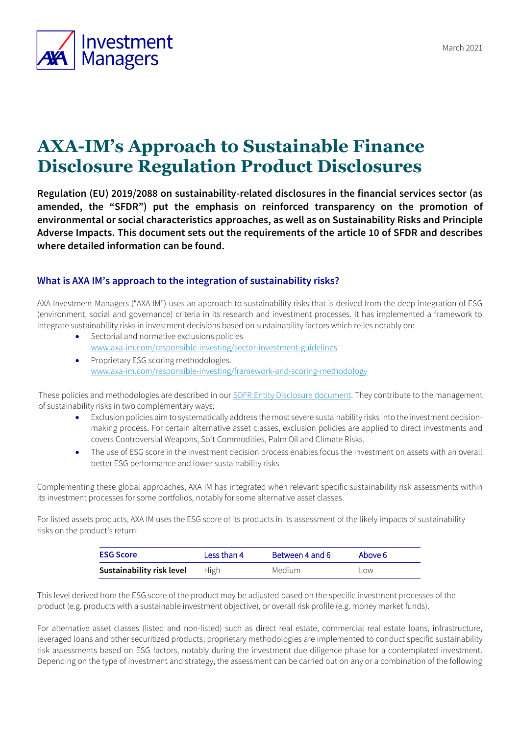March 2021

# AXA-IM's Approach to Sustainable Finance Disclosure Regulation Product Disclosures

**Regulation (EU) 2019/2088 on sustainability-related disclosures in the financial services sector (as amended, the "SFDR") put the emphasis on reinforced transparency on the promotion of environmental or social characteristics approaches, as well as on Sustainability Risks and Principle Adverse Impacts. This document sets out the requirements of the article 10 of SFDR and describes where detailed information can be found.**

## What is AXA IM's approach to the integration of sustainability risks?

AXA Investment Managers ("AXA IM") uses an approach to sustainability risks that is derived from the deep integration of ESG (environment, social and governance) criteria in its research and investment processes. It has implemented a framework to integrate sustainability risks in investment decisions based on sustainability factors which relies notably on:

- Sectorial and normative exclusions policies
  www.axa-im.com/responsible-investing/sector-investment-guidelines
- Proprietary ESG scoring methodologies.
  www.axa-im.com/responsible-investing/framework-and-scoring-methodology

These policies and methodologies are described in our SDFR Entity Disclosure document. They contribute to the management of sustainability risks in two complementary ways:

- Exclusion policies aim to systematically address the most severe sustainability risks into the investment decision-making process. For certain alternative asset classes, exclusion policies are applied to direct investments and covers Controversial Weapons, Soft Commodities, Palm Oil and Climate Risks.
- The use of ESG score in the investment decision process enables focus the investment on assets with an overall better ESG performance and lower sustainability risks

Complementing these global approaches, AXA IM has integrated when relevant specific sustainability risk assessments within its investment processes for some portfolios, notably for some alternative asset classes.

For listed assets products, AXA IM uses the ESG score of its products in its assessment of the likely impacts of sustainability risks on the product's return:

| ESG Score | Less than 4 | Between 4 and 6 | Above 6 |
|---|---|---|---|
| **Sustainability risk level** | High | Medium | Low |

This level derived from the ESG score of the product may be adjusted based on the specific investment processes of the product (e.g. products with a sustainable investment objective), or overall risk profile (e.g. money market funds).

For alternative asset classes (listed and non-listed) such as direct real estate, commercial real estate loans, infrastructure, leveraged loans and other securitized products, proprietary methodologies are implemented to conduct specific sustainability risk assessments based on ESG factors, notably during the investment due diligence phase for a contemplated investment. Depending on the type of investment and strategy, the assessment can be carried out on any or a combination of the following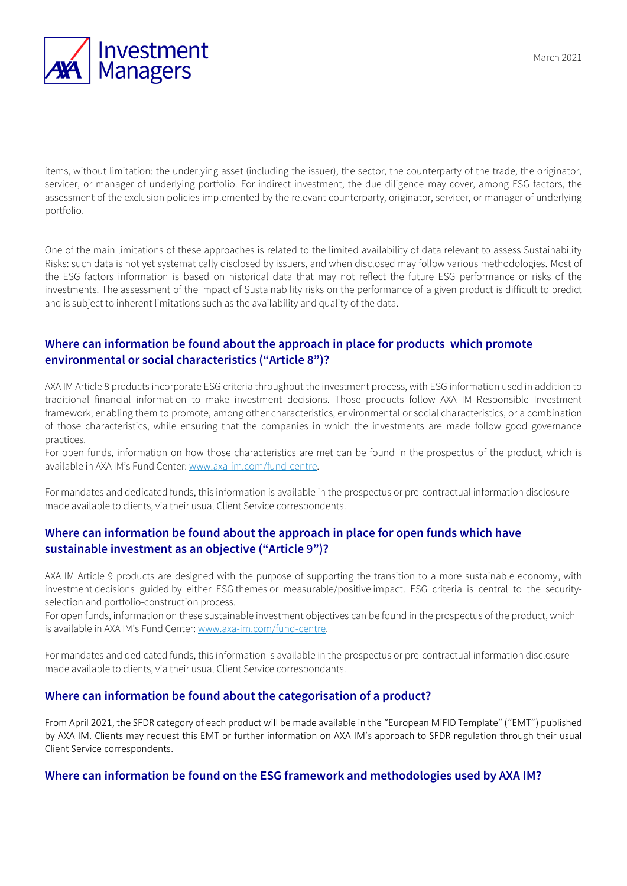items, without limitation: the underlying asset (including the issuer), the sector, the counterparty of the trade, the originator, servicer, or manager of underlying portfolio. For indirect investment, the due diligence may cover, among ESG factors, the assessment of the exclusion policies implemented by the relevant counterparty, originator, servicer, or manager of underlying portfolio.

One of the main limitations of these approaches is related to the limited availability of data relevant to assess Sustainability Risks: such data is not yet systematically disclosed by issuers, and when disclosed may follow various methodologies. Most of the ESG factors information is based on historical data that may not reflect the future ESG performance or risks of the investments. The assessment of the impact of Sustainability risks on the performance of a given product is difficult to predict and is subject to inherent limitations such as the availability and quality of the data.

## Where can information be found about the approach in place for products which promote environmental or social characteristics ("Article 8")?

AXA IM Article 8 products incorporate ESG criteria throughout the investment process, with ESG information used in addition to traditional financial information to make investment decisions. Those products follow AXA IM Responsible Investment framework, enabling them to promote, among other characteristics, environmental or social characteristics, or a combination of those characteristics, while ensuring that the companies in which the investments are made follow good governance practices.
For open funds, information on how those characteristics are met can be found in the prospectus of the product, which is available in AXA IM's Fund Center: [www.axa-im.com/fund-centre](www.axa-im.com/fund-centre).

For mandates and dedicated funds, this information is available in the prospectus or pre-contractual information disclosure made available to clients, via their usual Client Service correspondents.

## Where can information be found about the approach in place for open funds which have sustainable investment as an objective ("Article 9")?

AXA IM Article 9 products are designed with the purpose of supporting the transition to a more sustainable economy, with investment decisions guided by either ESG themes or measurable/positive impact. ESG criteria is central to the security-selection and portfolio-construction process.
For open funds, information on these sustainable investment objectives can be found in the prospectus of the product, which is available in AXA IM's Fund Center: [www.axa-im.com/fund-centre](www.axa-im.com/fund-centre).

For mandates and dedicated funds, this information is available in the prospectus or pre-contractual information disclosure made available to clients, via their usual Client Service correspondants.

## Where can information be found about the categorisation of a product?

From April 2021, the SFDR category of each product will be made available in the "European MiFID Template" ("EMT") published by AXA IM. Clients may request this EMT or further information on AXA IM's approach to SFDR regulation through their usual Client Service correspondents.

## Where can information be found on the ESG framework and methodologies used by AXA IM?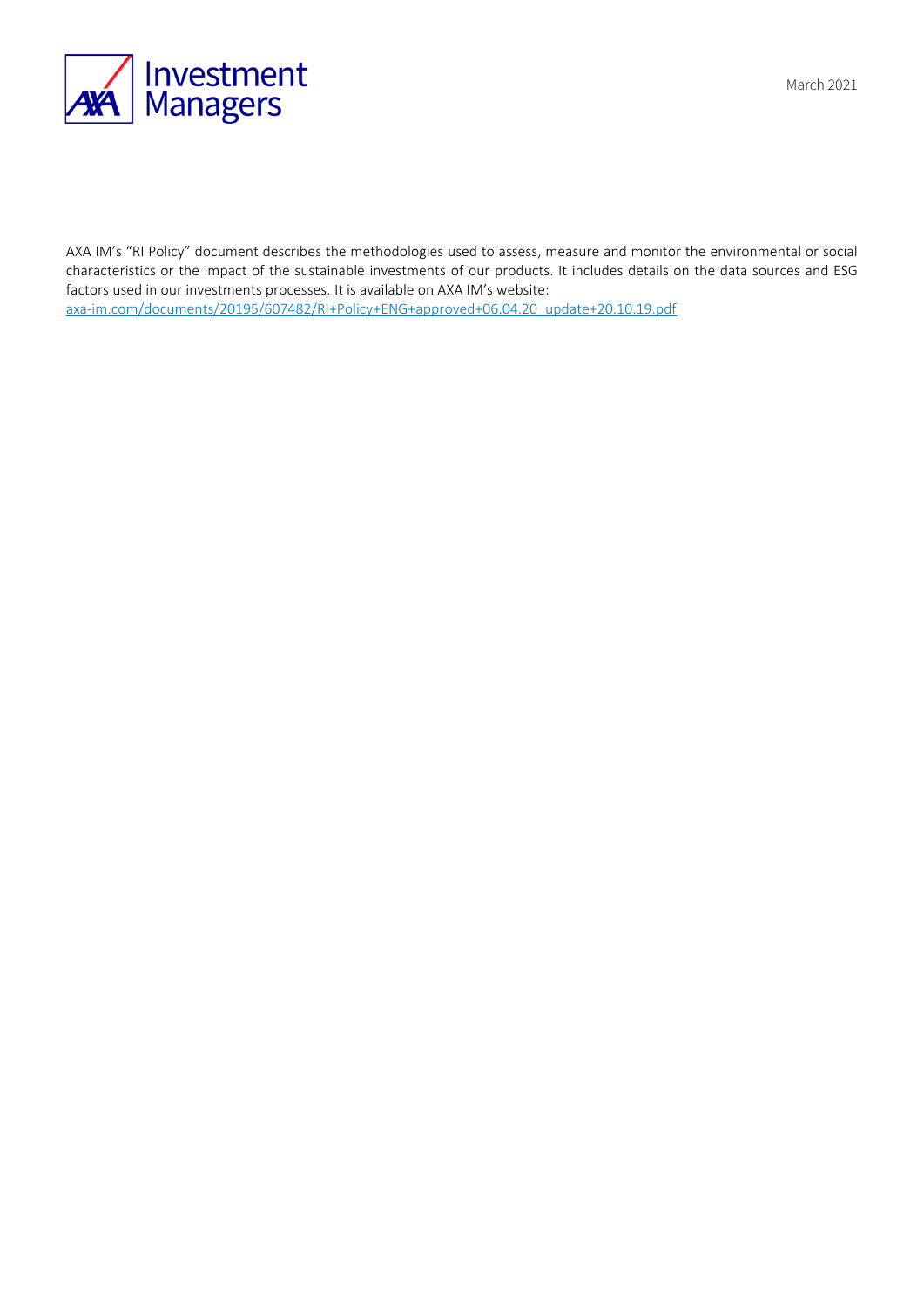AXA IM's "RI Policy" document describes the methodologies used to assess, measure and monitor the environmental or social characteristics or the impact of the sustainable investments of our products. It includes details on the data sources and ESG factors used in our investments processes. It is available on AXA IM's website:
axa-im.com/documents/20195/607482/RI+Policy+ENG+approved+06.04.20_update+20.10.19.pdf